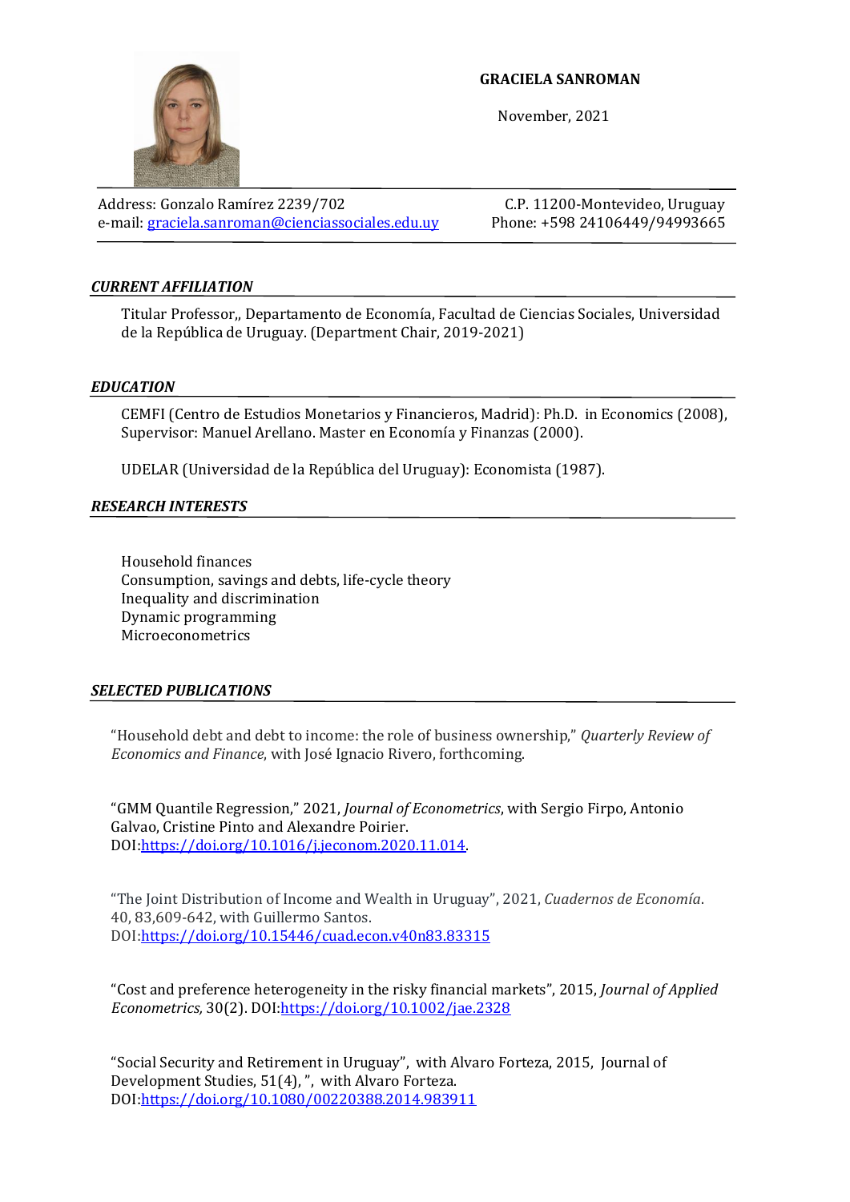# GRACIELA SANROMAN

November, 2021

Address: Gonzalo Ramírez 2239/702
C.P. 11200-Montevideo, Uruguay
e-mail: graciela.sanroman@cienciassociales.edu.uy
Phone: +598 24106449/94993665

## *CURRENT AFFILIATION*

Titular Professor,, Departamento de Economía, Facultad de Ciencias Sociales, Universidad de la República de Uruguay. (Department Chair, 2019-2021)

## *EDUCATION*

CEMFI (Centro de Estudios Monetarios y Financieros, Madrid): Ph.D. in Economics (2008), Supervisor: Manuel Arellano. Master en Economía y Finanzas (2000).

UDELAR (Universidad de la República del Uruguay): Economista (1987).

## *RESEARCH INTERESTS*

Household finances
Consumption, savings and debts, life-cycle theory
Inequality and discrimination
Dynamic programming
Microeconometrics

## *SELECTED PUBLICATIONS*

"Household debt and debt to income: the role of business ownership," *Quarterly Review of Economics and Finance*, with José Ignacio Rivero, forthcoming.

"GMM Quantile Regression," 2021, *Journal of Econometrics*, with Sergio Firpo, Antonio Galvao, Cristine Pinto and Alexandre Poirier. DOI:https://doi.org/10.1016/j.jeconom.2020.11.014.

"The Joint Distribution of Income and Wealth in Uruguay", 2021, *Cuadernos de Economía*. 40, 83,609-642, with Guillermo Santos. DOI:https://doi.org/10.15446/cuad.econ.v40n83.83315

"Cost and preference heterogeneity in the risky financial markets", 2015, *Journal of Applied Econometrics,* 30(2). DOI:https://doi.org/10.1002/jae.2328

"Social Security and Retirement in Uruguay", with Alvaro Forteza, 2015, Journal of Development Studies, 51(4), ", with Alvaro Forteza. DOI:https://doi.org/10.1080/00220388.2014.983911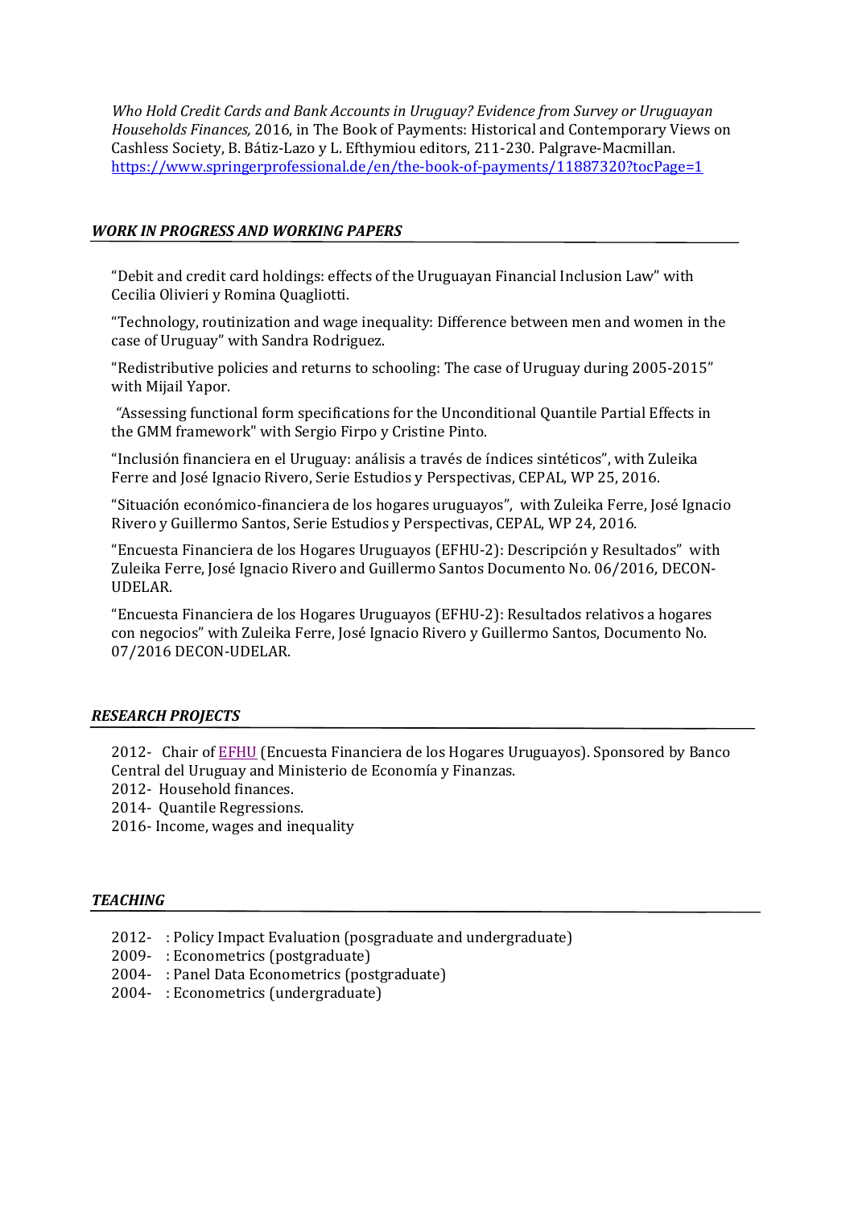*Who Hold Credit Cards and Bank Accounts in Uruguay? Evidence from Survey or Uruguayan Households Finances,* 2016, in The Book of Payments: Historical and Contemporary Views on Cashless Society, B. Bátiz-Lazo y L. Efthymiou editors, 211-230. Palgrave-Macmillan. https://www.springerprofessional.de/en/the-book-of-payments/11887320?tocPage=1

## *WORK IN PROGRESS AND WORKING PAPERS*

"Debit and credit card holdings: effects of the Uruguayan Financial Inclusion Law" with Cecilia Olivieri y Romina Quagliotti.

"Technology, routinization and wage inequality: Difference between men and women in the case of Uruguay" with Sandra Rodriguez.

"Redistributive policies and returns to schooling: The case of Uruguay during 2005-2015" with Mijail Yapor.

"Assessing functional form specifications for the Unconditional Quantile Partial Effects in the GMM framework" with Sergio Firpo y Cristine Pinto.

"Inclusión financiera en el Uruguay: análisis a través de índices sintéticos", with Zuleika Ferre and José Ignacio Rivero, Serie Estudios y Perspectivas, CEPAL, WP 25, 2016.

"Situación económico-financiera de los hogares uruguayos", with Zuleika Ferre, José Ignacio Rivero y Guillermo Santos, Serie Estudios y Perspectivas, CEPAL, WP 24, 2016.

"Encuesta Financiera de los Hogares Uruguayos (EFHU-2): Descripción y Resultados" with Zuleika Ferre, José Ignacio Rivero and Guillermo Santos Documento No. 06/2016, DECON-UDELAR.

"Encuesta Financiera de los Hogares Uruguayos (EFHU-2): Resultados relativos a hogares con negocios" with Zuleika Ferre, José Ignacio Rivero y Guillermo Santos, Documento No. 07/2016 DECON-UDELAR.

## *RESEARCH PROJECTS*

2012- Chair of EFHU (Encuesta Financiera de los Hogares Uruguayos). Sponsored by Banco Central del Uruguay and Ministerio de Economía y Finanzas.
2012- Household finances.
2014- Quantile Regressions.
2016- Income, wages and inequality

## *TEACHING*

2012- : Policy Impact Evaluation (posgraduate and undergraduate)
2009- : Econometrics (postgraduate)
2004- : Panel Data Econometrics (postgraduate)
2004- : Econometrics (undergraduate)